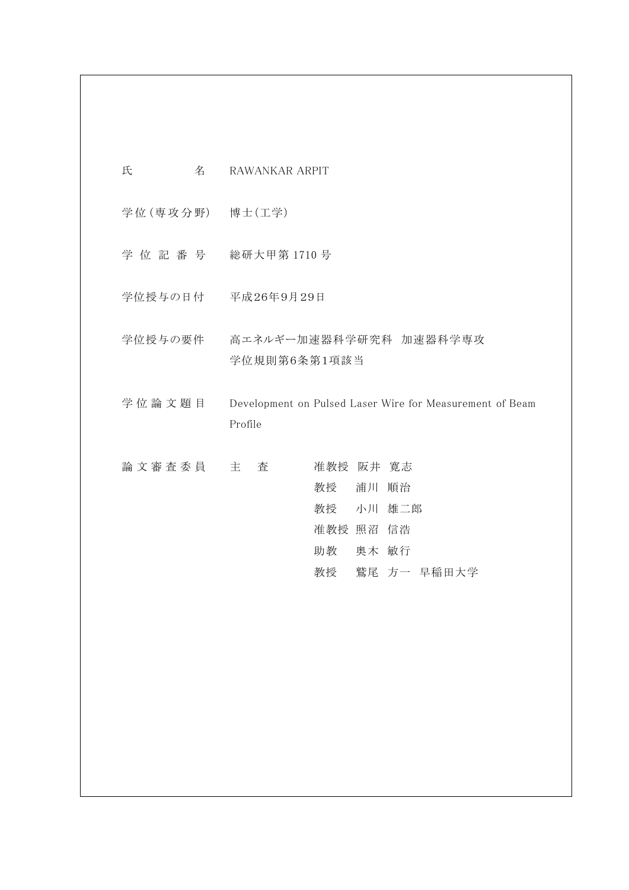| | |
|---|---|
| 氏　　　　名 | RAWANKAR ARPIT |
| 学位(専攻分野) | 博士(工学) |
| 学 位 記 番 号 | 総研大甲第 1710 号 |
| 学位授与の日付 | 平成26年9月29日 |
| 学位授与の要件 | 高エネルギー加速器科学研究科　加速器科学専攻<br>学位規則第6条第1項該当 |
| 学 位 論 文 題 目 | Development on Pulsed Laser Wire for Measurement of Beam Profile |
| 論 文 審 査 委 員 | 主　査　　准教授　阪井　寛志<br>教授　　浦川　順治<br>教授　　小川　雄二郎<br>准教授　照沼　信浩<br>助教　　奥木　敏行<br>教授　　鷲尾　方一　早稲田大学 |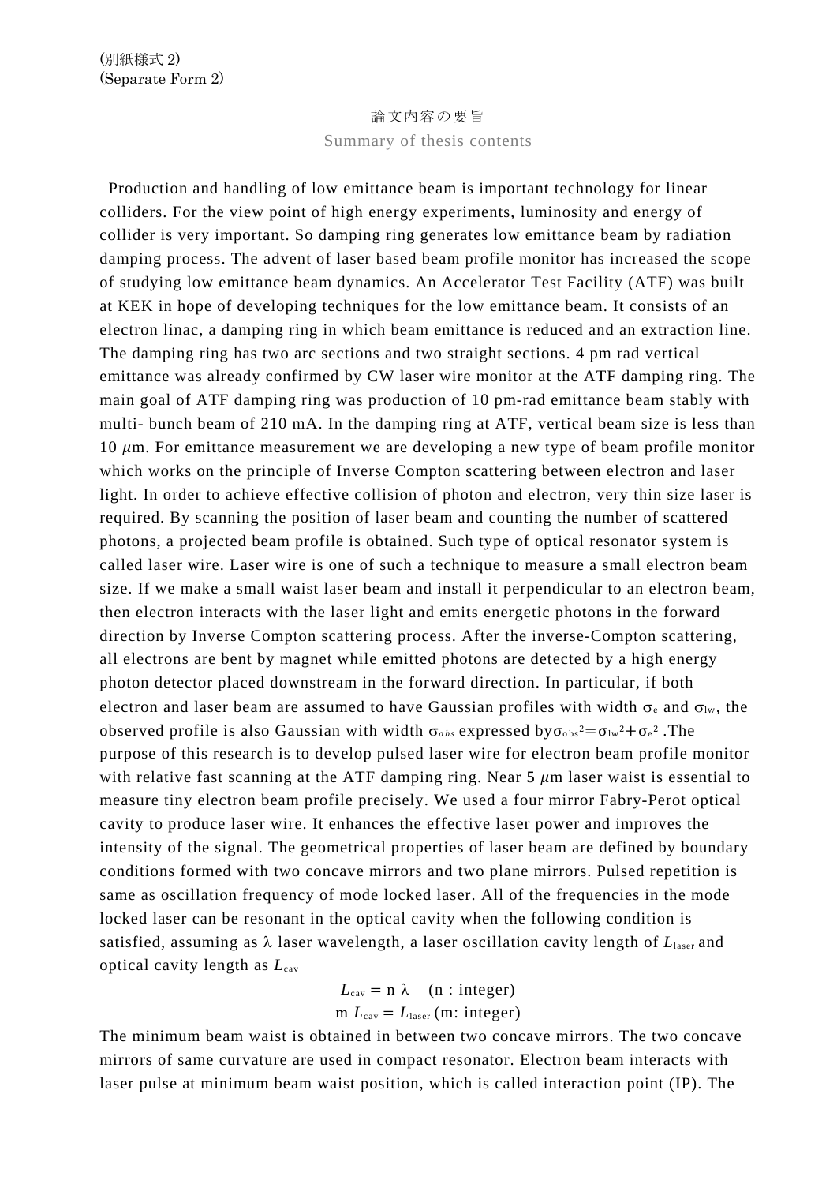(別紙様式 2)
(Separate Form 2)

論文内容の要旨

Summary of thesis contents

Production and handling of low emittance beam is important technology for linear colliders. For the view point of high energy experiments, luminosity and energy of collider is very important. So damping ring generates low emittance beam by radiation damping process. The advent of laser based beam profile monitor has increased the scope of studying low emittance beam dynamics. An Accelerator Test Facility (ATF) was built at KEK in hope of developing techniques for the low emittance beam. It consists of an electron linac, a damping ring in which beam emittance is reduced and an extraction line. The damping ring has two arc sections and two straight sections. 4 pm rad vertical emittance was already confirmed by CW laser wire monitor at the ATF damping ring. The main goal of ATF damping ring was production of 10 pm-rad emittance beam stably with multi- bunch beam of 210 mA. In the damping ring at ATF, vertical beam size is less than 10 $\mu$m. For emittance measurement we are developing a new type of beam profile monitor which works on the principle of Inverse Compton scattering between electron and laser light. In order to achieve effective collision of photon and electron, very thin size laser is required. By scanning the position of laser beam and counting the number of scattered photons, a projected beam profile is obtained. Such type of optical resonator system is called laser wire. Laser wire is one of such a technique to measure a small electron beam size. If we make a small waist laser beam and install it perpendicular to an electron beam, then electron interacts with the laser light and emits energetic photons in the forward direction by Inverse Compton scattering process. After the inverse-Compton scattering, all electrons are bent by magnet while emitted photons are detected by a high energy photon detector placed downstream in the forward direction. In particular, if both electron and laser beam are assumed to have Gaussian profiles with width $\sigma_e$ and $\sigma_{lw}$, the observed profile is also Gaussian with width $\sigma_{obs}$ expressed by $\sigma_{obs}^2=\sigma_{lw}^2+\sigma_e^2$ .The purpose of this research is to develop pulsed laser wire for electron beam profile monitor with relative fast scanning at the ATF damping ring. Near 5 $\mu$m laser waist is essential to measure tiny electron beam profile precisely. We used a four mirror Fabry-Perot optical cavity to produce laser wire. It enhances the effective laser power and improves the intensity of the signal. The geometrical properties of laser beam are defined by boundary conditions formed with two concave mirrors and two plane mirrors. Pulsed repetition is same as oscillation frequency of mode locked laser. All of the frequencies in the mode locked laser can be resonant in the optical cavity when the following condition is satisfied, assuming as $\lambda$ laser wavelength, a laser oscillation cavity length of $L_{laser}$ and optical cavity length as $L_{cav}$

$$L_{cav} = n\,\lambda \quad (n : \text{integer})$$

$$m\,L_{cav} = L_{laser} \; (m: \text{integer})$$

The minimum beam waist is obtained in between two concave mirrors. The two concave mirrors of same curvature are used in compact resonator. Electron beam interacts with laser pulse at minimum beam waist position, which is called interaction point (IP). The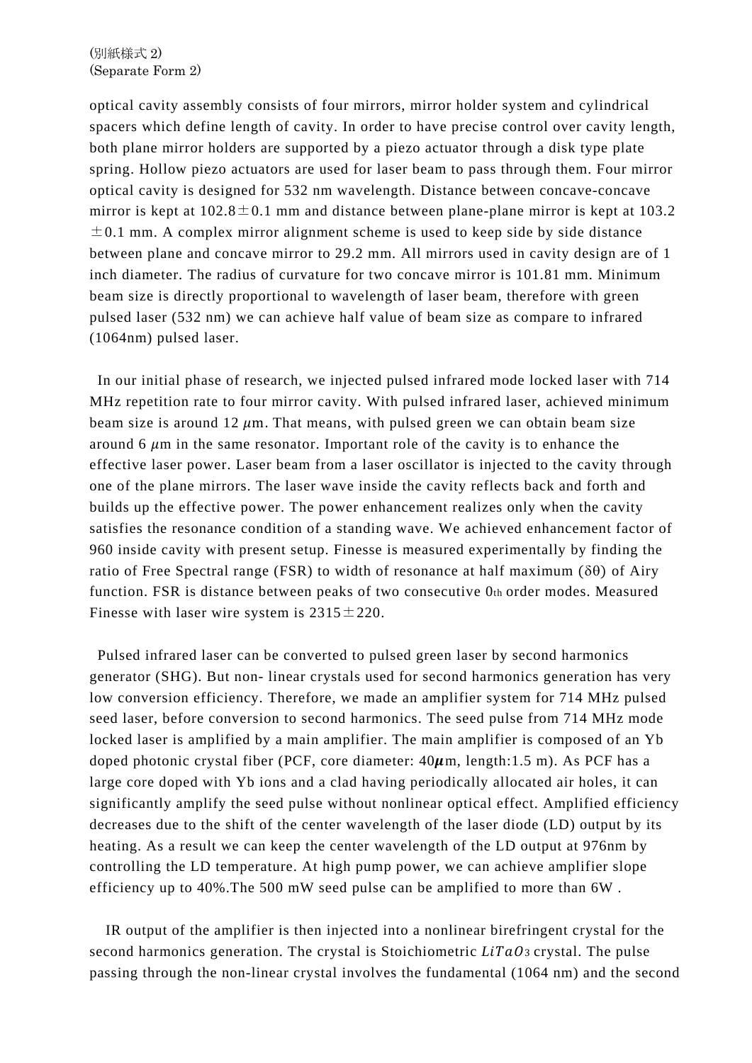optical cavity assembly consists of four mirrors, mirror holder system and cylindrical spacers which define length of cavity. In order to have precise control over cavity length, both plane mirror holders are supported by a piezo actuator through a disk type plate spring. Hollow piezo actuators are used for laser beam to pass through them. Four mirror optical cavity is designed for 532 nm wavelength. Distance between concave-concave mirror is kept at 102.8±0.1 mm and distance between plane-plane mirror is kept at 103.2 ±0.1 mm. A complex mirror alignment scheme is used to keep side by side distance between plane and concave mirror to 29.2 mm. All mirrors used in cavity design are of 1 inch diameter. The radius of curvature for two concave mirror is 101.81 mm. Minimum beam size is directly proportional to wavelength of laser beam, therefore with green pulsed laser (532 nm) we can achieve half value of beam size as compare to infrared (1064nm) pulsed laser.

In our initial phase of research, we injected pulsed infrared mode locked laser with 714 MHz repetition rate to four mirror cavity. With pulsed infrared laser, achieved minimum beam size is around 12 $\mu$m. That means, with pulsed green we can obtain beam size around 6 $\mu$m in the same resonator. Important role of the cavity is to enhance the effective laser power. Laser beam from a laser oscillator is injected to the cavity through one of the plane mirrors. The laser wave inside the cavity reflects back and forth and builds up the effective power. The power enhancement realizes only when the cavity satisfies the resonance condition of a standing wave. We achieved enhancement factor of 960 inside cavity with present setup. Finesse is measured experimentally by finding the ratio of Free Spectral range (FSR) to width of resonance at half maximum ($\delta\theta$) of Airy function. FSR is distance between peaks of two consecutive $0_{th}$ order modes. Measured Finesse with laser wire system is 2315±220.

Pulsed infrared laser can be converted to pulsed green laser by second harmonics generator (SHG). But non- linear crystals used for second harmonics generation has very low conversion efficiency. Therefore, we made an amplifier system for 714 MHz pulsed seed laser, before conversion to second harmonics. The seed pulse from 714 MHz mode locked laser is amplified by a main amplifier. The main amplifier is composed of an Yb doped photonic crystal fiber (PCF, core diameter: 40$\boldsymbol{\mu}$m, length:1.5 m). As PCF has a large core doped with Yb ions and a clad having periodically allocated air holes, it can significantly amplify the seed pulse without nonlinear optical effect. Amplified efficiency decreases due to the shift of the center wavelength of the laser diode (LD) output by its heating. As a result we can keep the center wavelength of the LD output at 976nm by controlling the LD temperature. At high pump power, we can achieve amplifier slope efficiency up to 40%.The 500 mW seed pulse can be amplified to more than 6W .

IR output of the amplifier is then injected into a nonlinear birefringent crystal for the second harmonics generation. The crystal is Stoichiometric $LiTaO_3$ crystal. The pulse passing through the non-linear crystal involves the fundamental (1064 nm) and the second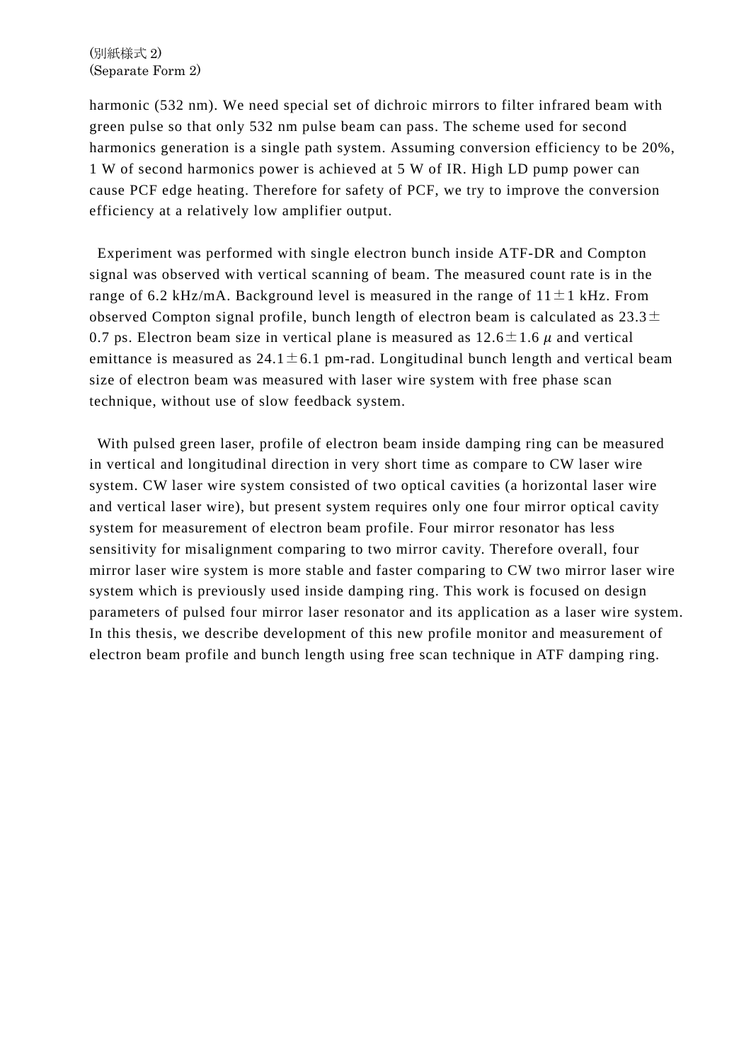harmonic (532 nm). We need special set of dichroic mirrors to filter infrared beam with green pulse so that only 532 nm pulse beam can pass. The scheme used for second harmonics generation is a single path system. Assuming conversion efficiency to be 20%, 1 W of second harmonics power is achieved at 5 W of IR. High LD pump power can cause PCF edge heating. Therefore for safety of PCF, we try to improve the conversion efficiency at a relatively low amplifier output.

Experiment was performed with single electron bunch inside ATF-DR and Compton signal was observed with vertical scanning of beam. The measured count rate is in the range of 6.2 kHz/mA. Background level is measured in the range of 11±1 kHz. From observed Compton signal profile, bunch length of electron beam is calculated as 23.3±0.7 ps. Electron beam size in vertical plane is measured as 12.6±1.6 $\mu$ and vertical emittance is measured as 24.1±6.1 pm-rad. Longitudinal bunch length and vertical beam size of electron beam was measured with laser wire system with free phase scan technique, without use of slow feedback system.

With pulsed green laser, profile of electron beam inside damping ring can be measured in vertical and longitudinal direction in very short time as compare to CW laser wire system. CW laser wire system consisted of two optical cavities (a horizontal laser wire and vertical laser wire), but present system requires only one four mirror optical cavity system for measurement of electron beam profile. Four mirror resonator has less sensitivity for misalignment comparing to two mirror cavity. Therefore overall, four mirror laser wire system is more stable and faster comparing to CW two mirror laser wire system which is previously used inside damping ring. This work is focused on design parameters of pulsed four mirror laser resonator and its application as a laser wire system. In this thesis, we describe development of this new profile monitor and measurement of electron beam profile and bunch length using free scan technique in ATF damping ring.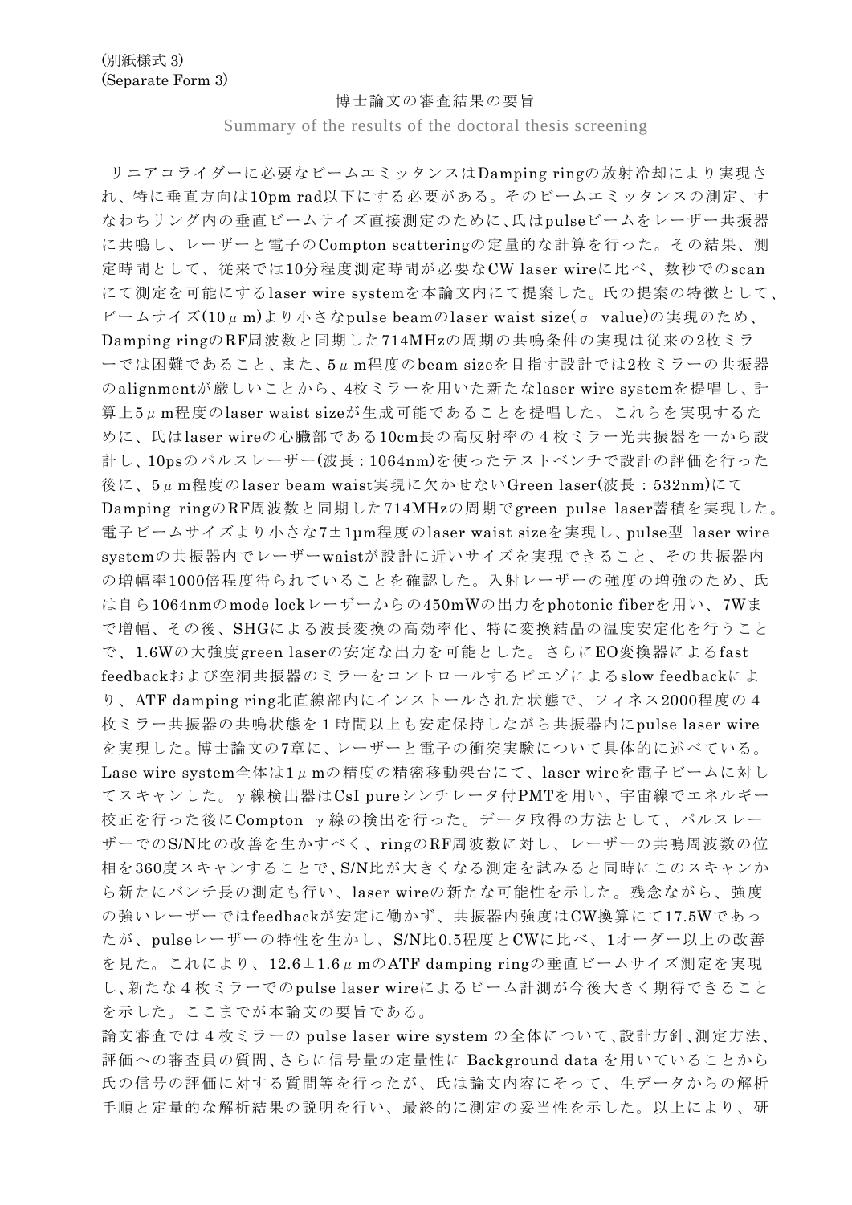(別紙様式 3)
(Separate Form 3)

# 博士論文の審査結果の要旨

Summary of the results of the doctoral thesis screening

リニアコライダーに必要なビームエミッタンスはDamping ringの放射冷却により実現され、特に垂直方向は10pm rad以下にする必要がある。そのビームエミッタンスの測定、すなわちリング内の垂直ビームサイズ直接測定のために、氏はpulseビームをレーザー共振器に共鳴し、レーザーと電子のCompton scatteringの定量的な計算を行った。その結果、測定時間として、従来では10分程度測定時間が必要なCW laser wireに比べ、数秒でのscanにて測定を可能にするlaser wire systemを本論文内にて提案した。氏の提案の特徴として、ビームサイズ(10μm)より小さなpulse beamのlaser waist size(σ value)の実現のため、Damping ringのRF周波数と同期した714MHzの周期の共鳴条件の実現は従来の2枚ミラーでは困難であること、また、5μm程度のbeam sizeを目指す設計では2枚ミラーの共振器のalignmentが厳しいことから、4枚ミラーを用いた新たなlaser wire systemを提唱し、計算上5μm程度のlaser waist sizeが生成可能であることを提唱した。これらを実現するために、氏はlaser wireの心臓部である10cm長の高反射率の４枚ミラー光共振器を一から設計し、10psのパルスレーザー(波長：1064nm)を使ったテストベンチで設計の評価を行った後に、5μm程度のlaser beam waist実現に欠かせないGreen laser(波長：532nm)にてDamping ringのRF周波数と同期した714MHzの周期でgreen pulse laser蓄積を実現した。電子ビームサイズより小さな7±1μm程度のlaser waist sizeを実現し、pulse型 laser wire systemの共振器内でレーザーwaistが設計に近いサイズを実現できること、その共振器内の増幅率1000倍程度得られていることを確認した。入射レーザーの強度の増強のため、氏は自ら1064nmのmode lockレーザーからの450mWの出力をphotonic fiberを用い、7Wまで増幅、その後、SHGによる波長変換の高効率化、特に変換結晶の温度安定化を行うことで、1.6Wの大強度green laserの安定な出力を可能とした。さらにEO変換器によるfast feedbackおよび空洞共振器のミラーをコントロールするピエゾによるslow feedbackにより、ATF damping ring北直線部内にインストールされた状態で、フィネス2000程度の４枚ミラー共振器の共鳴状態を１時間以上も安定保持しながら共振器内にpulse laser wireを実現した。博士論文の7章に、レーザーと電子の衝突実験について具体的に述べている。Lase wire system全体は1μmの精度の精密移動架台にて、laser wireを電子ビームに対してスキャンした。γ線検出器はCsI pureシンチレータ付PMTを用い、宇宙線でエネルギー校正を行った後にCompton γ線の検出を行った。データ取得の方法として、パルスレーザーでのS/N比の改善を生かすべく、ringのRF周波数に対し、レーザーの共鳴周波数の位相を360度スキャンすることで、S/N比が大きくなる測定を試みると同時にこのスキャンから新たにバンチ長の測定も行い、laser wireの新たな可能性を示した。残念ながら、強度の強いレーザーではfeedbackが安定に働かず、共振器内強度はCW換算にて17.5Wであったが、pulseレーザーの特性を生かし、S/N比0.5程度とCWに比べ、1オーダー以上の改善を見た。これにより、12.6±1.6μmのATF damping ringの垂直ビームサイズ測定を実現し、新たな４枚ミラーでのpulse laser wireによるビーム計測が今後大きく期待できることを示した。ここまでが本論文の要旨である。

論文審査では４枚ミラーの pulse laser wire system の全体について、設計方針、測定方法、評価への審査員の質問、さらに信号量の定量性に Background data を用いていることから氏の信号の評価に対する質問等を行ったが、氏は論文内容にそって、生データからの解析手順と定量的な解析結果の説明を行い、最終的に測定の妥当性を示した。以上により、研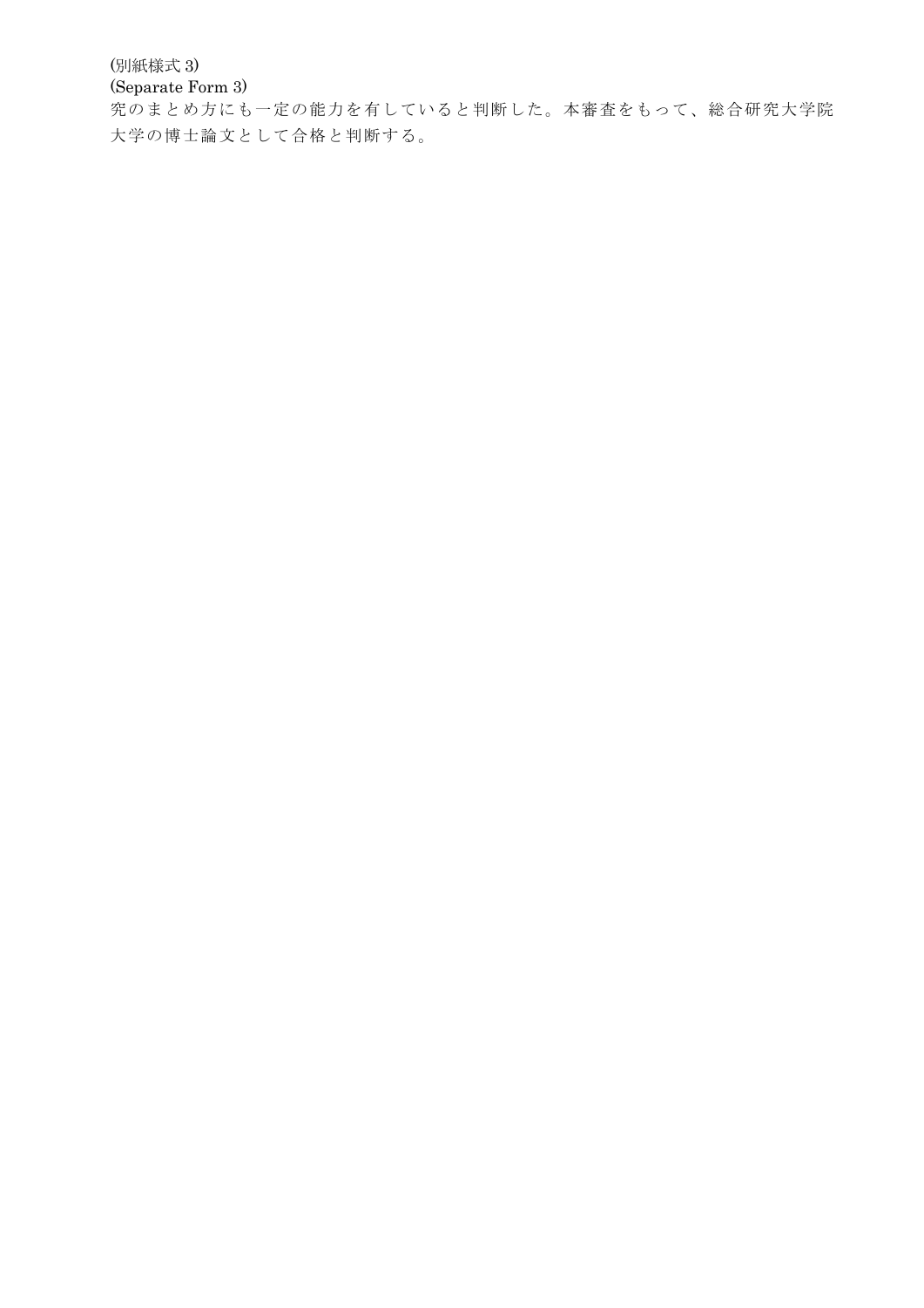(別紙様式 3)
(Separate Form 3)

究のまとめ方にも一定の能力を有していると判断した。本審査をもって、総合研究大学院大学の博士論文として合格と判断する。